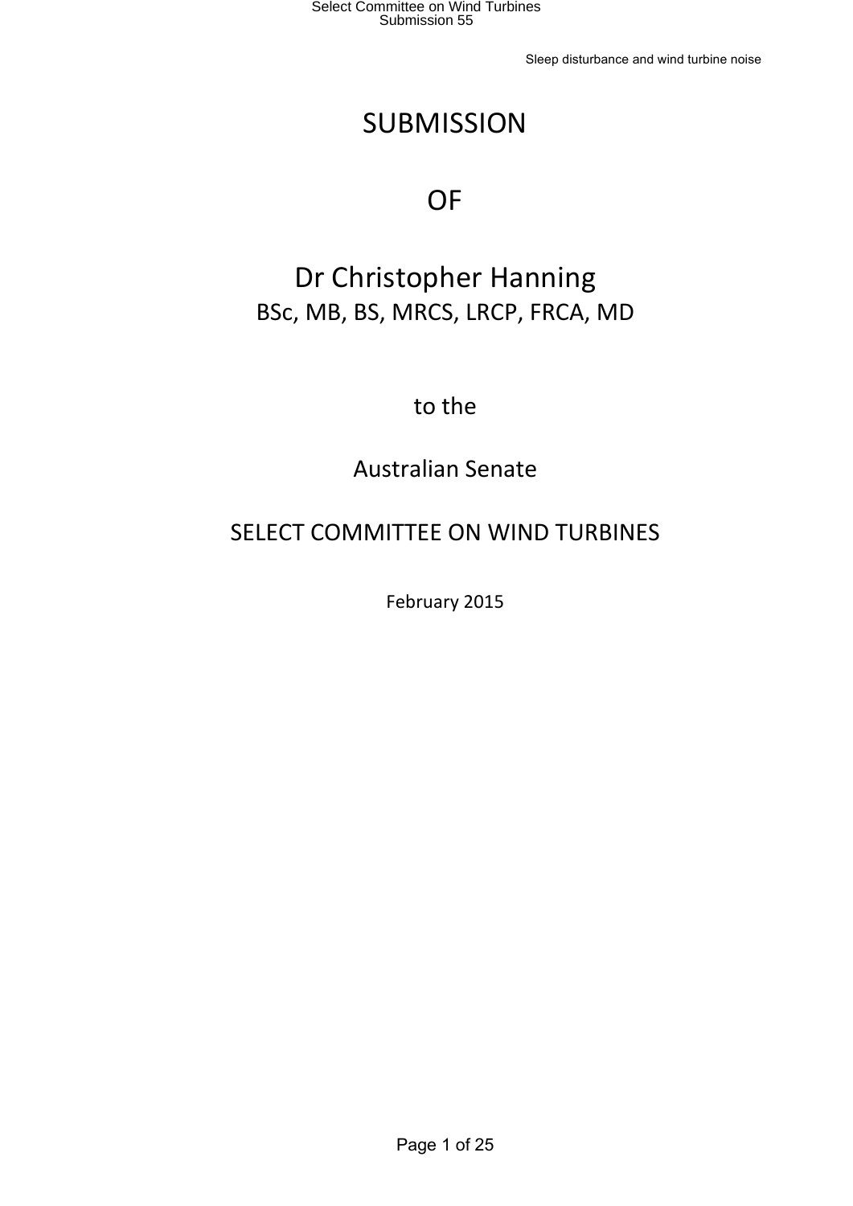# SUBMISSION

# OF

# Dr Christopher Hanning

BSc, MB, BS, MRCS, LRCP, FRCA, MD

to the

Australian Senate

SELECT COMMITTEE ON WIND TURBINES

February 2015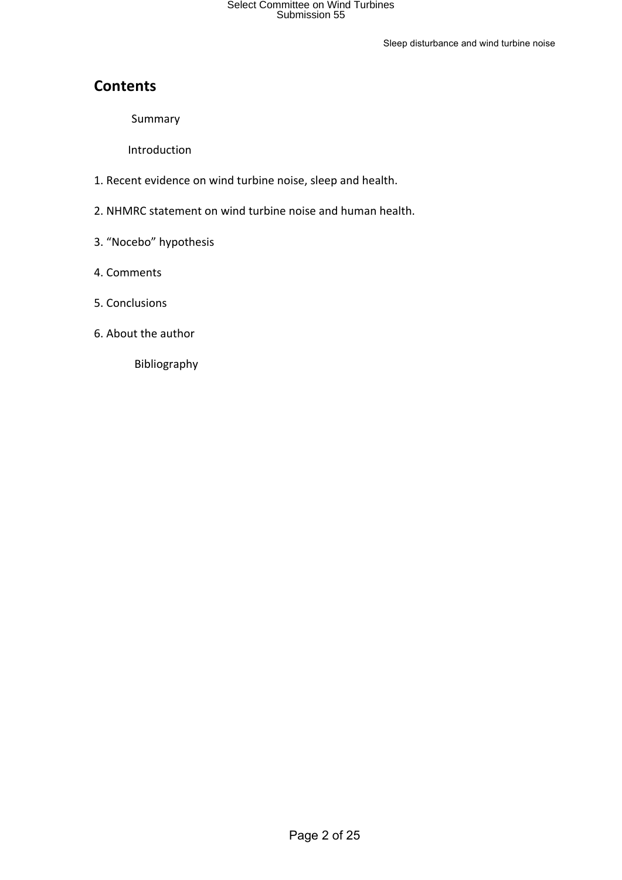# Contents

Summary

Introduction

1. Recent evidence on wind turbine noise, sleep and health.
2. NHMRC statement on wind turbine noise and human health.
3. "Nocebo" hypothesis
4. Comments
5. Conclusions
6. About the author

Bibliography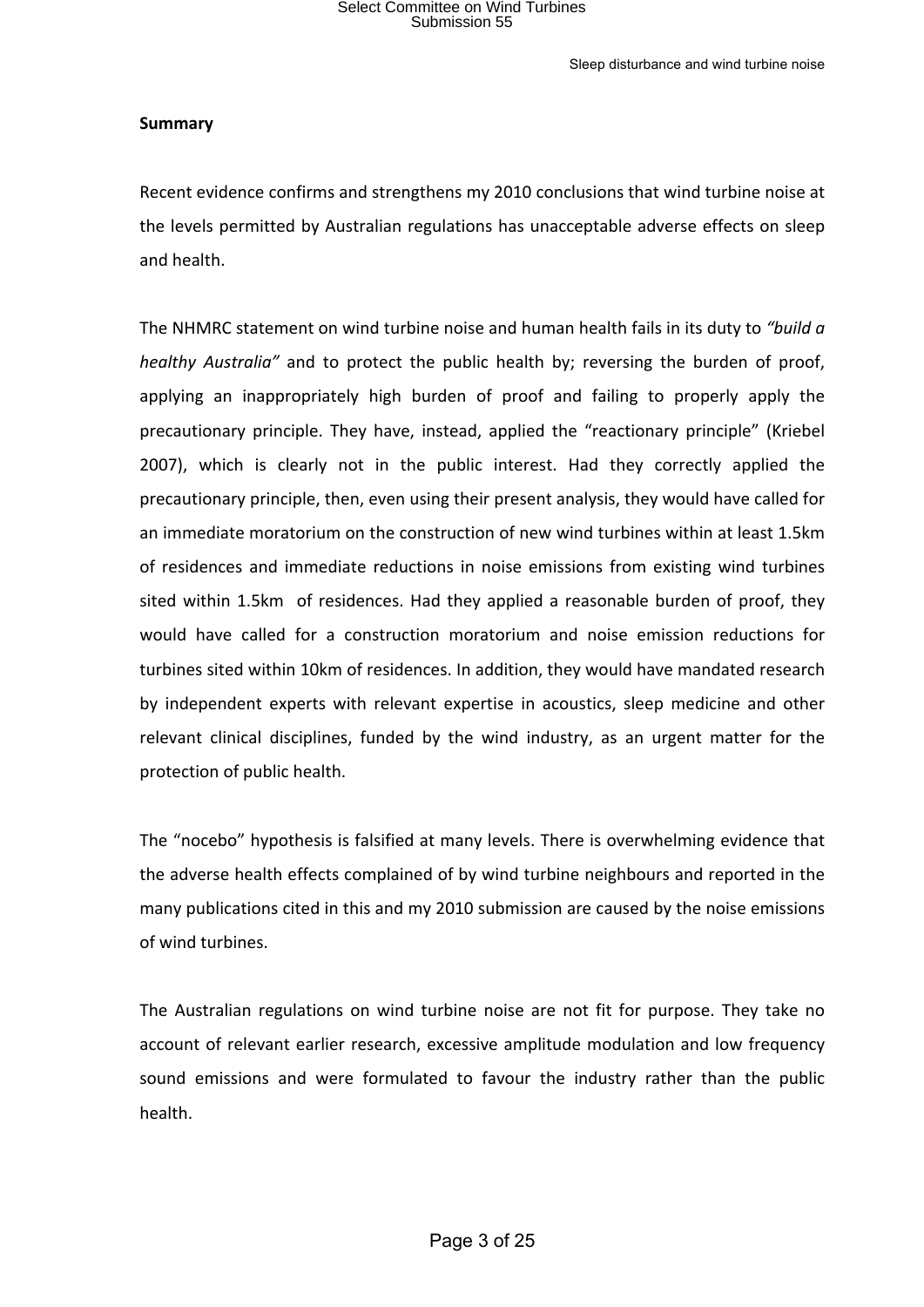**Summary**

Recent evidence confirms and strengthens my 2010 conclusions that wind turbine noise at the levels permitted by Australian regulations has unacceptable adverse effects on sleep and health.

The NHMRC statement on wind turbine noise and human health fails in its duty to *"build a healthy Australia"* and to protect the public health by; reversing the burden of proof, applying an inappropriately high burden of proof and failing to properly apply the precautionary principle. They have, instead, applied the "reactionary principle" (Kriebel 2007), which is clearly not in the public interest. Had they correctly applied the precautionary principle, then, even using their present analysis, they would have called for an immediate moratorium on the construction of new wind turbines within at least 1.5km of residences and immediate reductions in noise emissions from existing wind turbines sited within 1.5km of residences. Had they applied a reasonable burden of proof, they would have called for a construction moratorium and noise emission reductions for turbines sited within 10km of residences. In addition, they would have mandated research by independent experts with relevant expertise in acoustics, sleep medicine and other relevant clinical disciplines, funded by the wind industry, as an urgent matter for the protection of public health.

The "nocebo" hypothesis is falsified at many levels. There is overwhelming evidence that the adverse health effects complained of by wind turbine neighbours and reported in the many publications cited in this and my 2010 submission are caused by the noise emissions of wind turbines.

The Australian regulations on wind turbine noise are not fit for purpose. They take no account of relevant earlier research, excessive amplitude modulation and low frequency sound emissions and were formulated to favour the industry rather than the public health.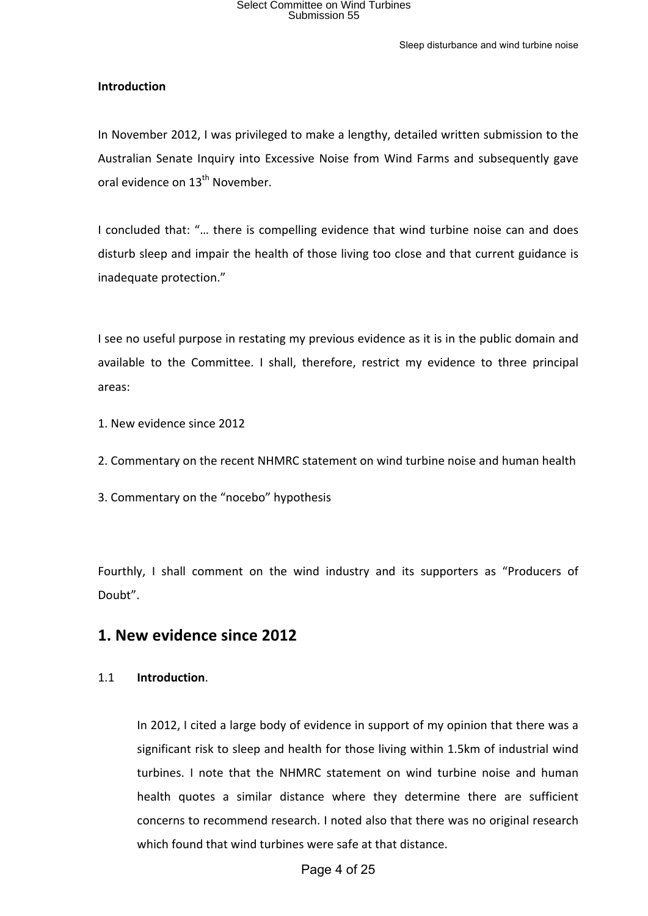**Introduction**

In November 2012, I was privileged to make a lengthy, detailed written submission to the Australian Senate Inquiry into Excessive Noise from Wind Farms and subsequently gave oral evidence on 13th November.

I concluded that: "… there is compelling evidence that wind turbine noise can and does disturb sleep and impair the health of those living too close and that current guidance is inadequate protection."

I see no useful purpose in restating my previous evidence as it is in the public domain and available to the Committee. I shall, therefore, restrict my evidence to three principal areas:

1. New evidence since 2012

2. Commentary on the recent NHMRC statement on wind turbine noise and human health

3. Commentary on the "nocebo" hypothesis

Fourthly, I shall comment on the wind industry and its supporters as "Producers of Doubt".

# 1. New evidence since 2012

1.1 **Introduction**.

In 2012, I cited a large body of evidence in support of my opinion that there was a significant risk to sleep and health for those living within 1.5km of industrial wind turbines. I note that the NHMRC statement on wind turbine noise and human health quotes a similar distance where they determine there are sufficient concerns to recommend research. I noted also that there was no original research which found that wind turbines were safe at that distance.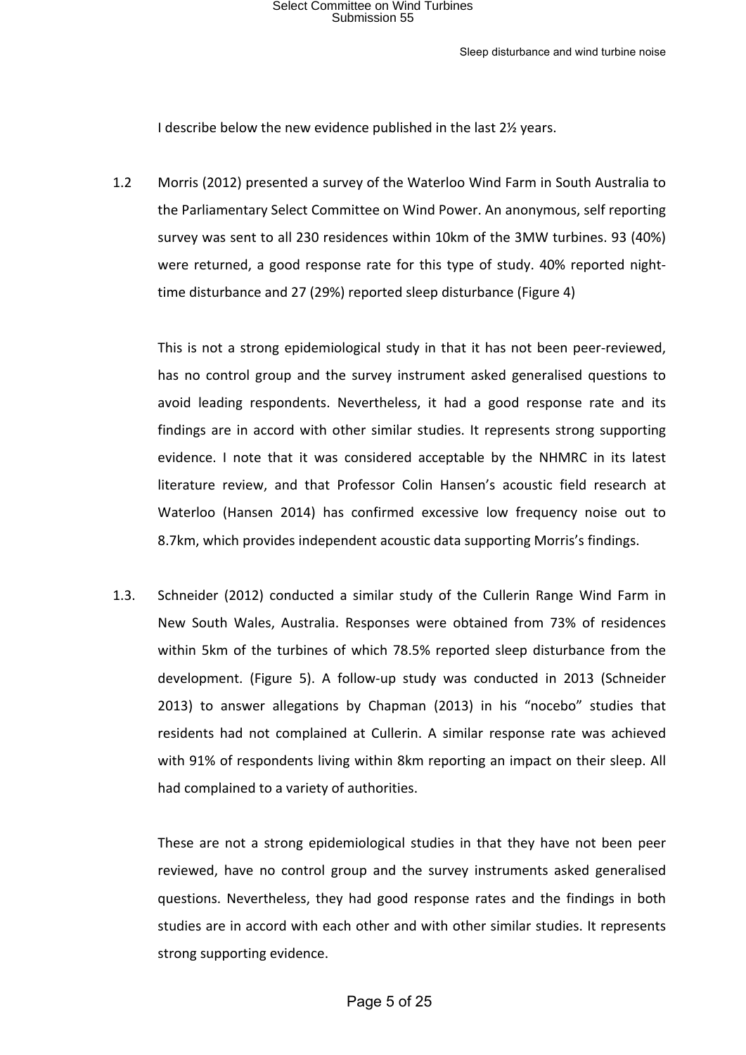I describe below the new evidence published in the last 2½ years.

1.2 Morris (2012) presented a survey of the Waterloo Wind Farm in South Australia to the Parliamentary Select Committee on Wind Power. An anonymous, self reporting survey was sent to all 230 residences within 10km of the 3MW turbines. 93 (40%) were returned, a good response rate for this type of study. 40% reported night-time disturbance and 27 (29%) reported sleep disturbance (Figure 4)

This is not a strong epidemiological study in that it has not been peer-reviewed, has no control group and the survey instrument asked generalised questions to avoid leading respondents. Nevertheless, it had a good response rate and its findings are in accord with other similar studies. It represents strong supporting evidence. I note that it was considered acceptable by the NHMRC in its latest literature review, and that Professor Colin Hansen's acoustic field research at Waterloo (Hansen 2014) has confirmed excessive low frequency noise out to 8.7km, which provides independent acoustic data supporting Morris's findings.

1.3. Schneider (2012) conducted a similar study of the Cullerin Range Wind Farm in New South Wales, Australia. Responses were obtained from 73% of residences within 5km of the turbines of which 78.5% reported sleep disturbance from the development. (Figure 5). A follow-up study was conducted in 2013 (Schneider 2013) to answer allegations by Chapman (2013) in his "nocebo" studies that residents had not complained at Cullerin. A similar response rate was achieved with 91% of respondents living within 8km reporting an impact on their sleep. All had complained to a variety of authorities.

These are not a strong epidemiological studies in that they have not been peer reviewed, have no control group and the survey instruments asked generalised questions. Nevertheless, they had good response rates and the findings in both studies are in accord with each other and with other similar studies. It represents strong supporting evidence.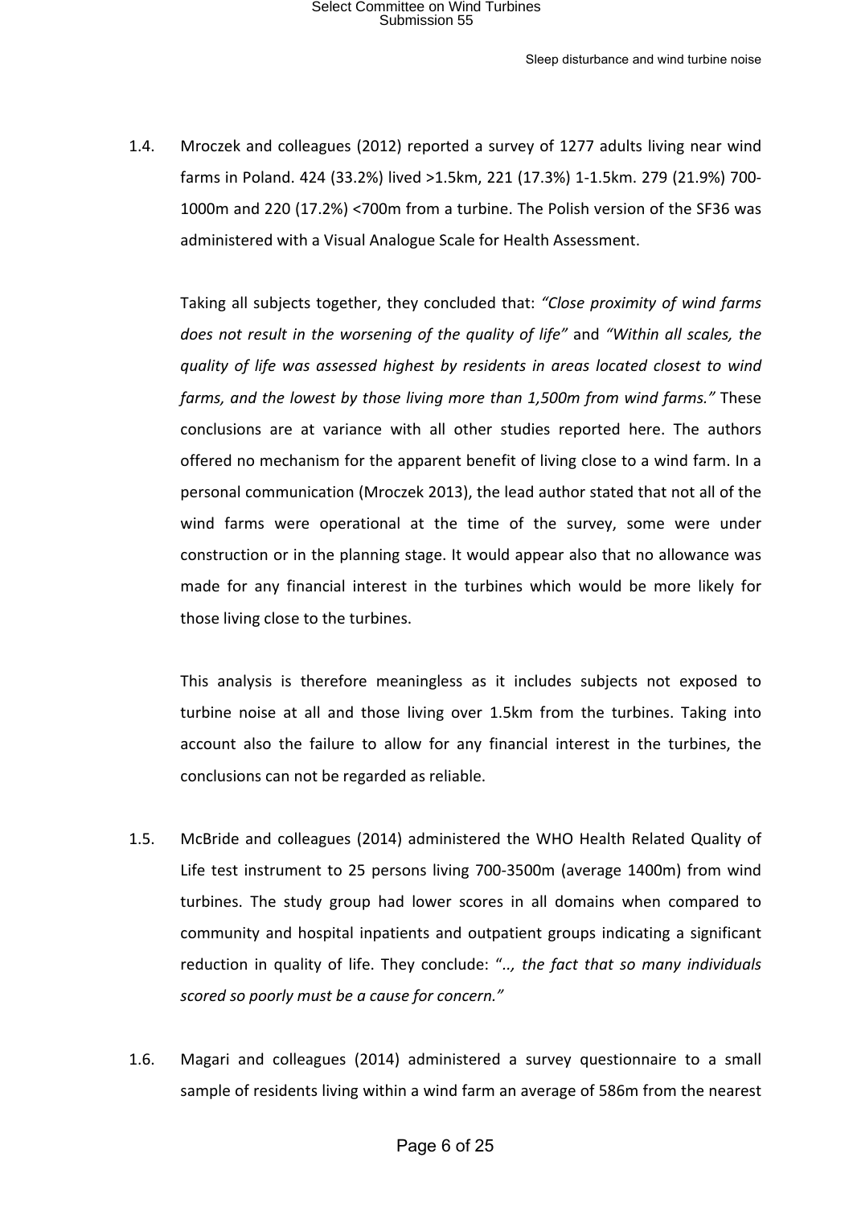1.4. Mroczek and colleagues (2012) reported a survey of 1277 adults living near wind farms in Poland. 424 (33.2%) lived >1.5km, 221 (17.3%) 1-1.5km. 279 (21.9%) 700-1000m and 220 (17.2%) <700m from a turbine. The Polish version of the SF36 was administered with a Visual Analogue Scale for Health Assessment.

Taking all subjects together, they concluded that: *"Close proximity of wind farms does not result in the worsening of the quality of life"* and *"Within all scales, the quality of life was assessed highest by residents in areas located closest to wind farms, and the lowest by those living more than 1,500m from wind farms."* These conclusions are at variance with all other studies reported here. The authors offered no mechanism for the apparent benefit of living close to a wind farm. In a personal communication (Mroczek 2013), the lead author stated that not all of the wind farms were operational at the time of the survey, some were under construction or in the planning stage. It would appear also that no allowance was made for any financial interest in the turbines which would be more likely for those living close to the turbines.

This analysis is therefore meaningless as it includes subjects not exposed to turbine noise at all and those living over 1.5km from the turbines. Taking into account also the failure to allow for any financial interest in the turbines, the conclusions can not be regarded as reliable.

1.5. McBride and colleagues (2014) administered the WHO Health Related Quality of Life test instrument to 25 persons living 700-3500m (average 1400m) from wind turbines. The study group had lower scores in all domains when compared to community and hospital inpatients and outpatient groups indicating a significant reduction in quality of life. They conclude: "*.., the fact that so many individuals scored so poorly must be a cause for concern."*

1.6. Magari and colleagues (2014) administered a survey questionnaire to a small sample of residents living within a wind farm an average of 586m from the nearest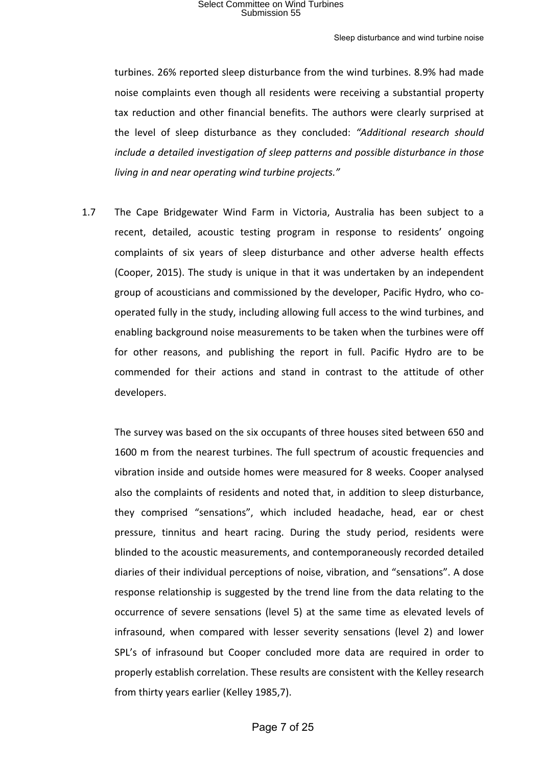turbines. 26% reported sleep disturbance from the wind turbines. 8.9% had made noise complaints even though all residents were receiving a substantial property tax reduction and other financial benefits. The authors were clearly surprised at the level of sleep disturbance as they concluded: *"Additional research should include a detailed investigation of sleep patterns and possible disturbance in those living in and near operating wind turbine projects."*

1.7 The Cape Bridgewater Wind Farm in Victoria, Australia has been subject to a recent, detailed, acoustic testing program in response to residents' ongoing complaints of six years of sleep disturbance and other adverse health effects (Cooper, 2015). The study is unique in that it was undertaken by an independent group of acousticians and commissioned by the developer, Pacific Hydro, who co-operated fully in the study, including allowing full access to the wind turbines, and enabling background noise measurements to be taken when the turbines were off for other reasons, and publishing the report in full. Pacific Hydro are to be commended for their actions and stand in contrast to the attitude of other developers.

The survey was based on the six occupants of three houses sited between 650 and 1600 m from the nearest turbines. The full spectrum of acoustic frequencies and vibration inside and outside homes were measured for 8 weeks. Cooper analysed also the complaints of residents and noted that, in addition to sleep disturbance, they comprised "sensations", which included headache, head, ear or chest pressure, tinnitus and heart racing. During the study period, residents were blinded to the acoustic measurements, and contemporaneously recorded detailed diaries of their individual perceptions of noise, vibration, and "sensations". A dose response relationship is suggested by the trend line from the data relating to the occurrence of severe sensations (level 5) at the same time as elevated levels of infrasound, when compared with lesser severity sensations (level 2) and lower SPL's of infrasound but Cooper concluded more data are required in order to properly establish correlation. These results are consistent with the Kelley research from thirty years earlier (Kelley 1985,7).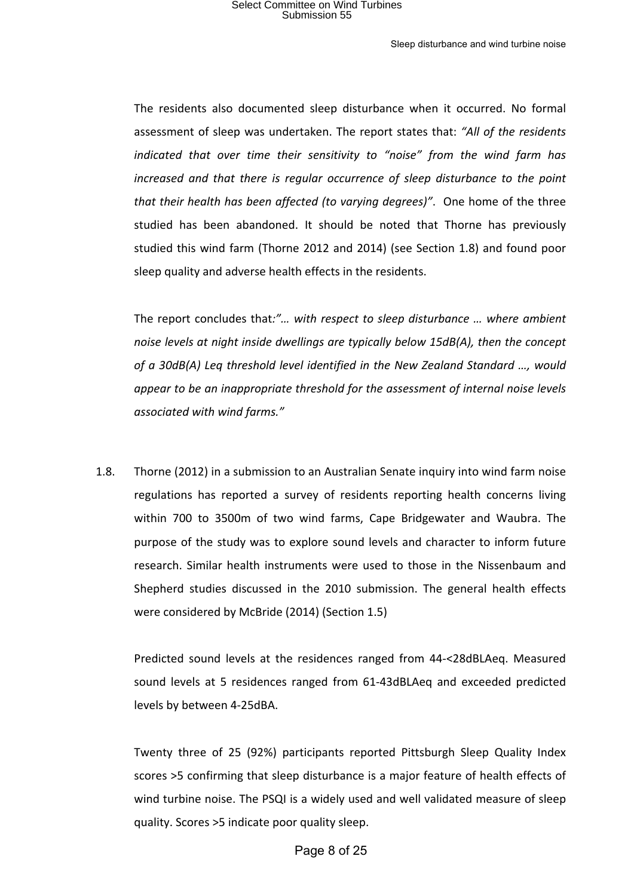The residents also documented sleep disturbance when it occurred. No formal assessment of sleep was undertaken. The report states that: *"All of the residents indicated that over time their sensitivity to "noise" from the wind farm has increased and that there is regular occurrence of sleep disturbance to the point that their health has been affected (to varying degrees)"*. One home of the three studied has been abandoned. It should be noted that Thorne has previously studied this wind farm (Thorne 2012 and 2014) (see Section 1.8) and found poor sleep quality and adverse health effects in the residents.

The report concludes that*:"… with respect to sleep disturbance … where ambient noise levels at night inside dwellings are typically below 15dB(A), then the concept of a 30dB(A) Leq threshold level identified in the New Zealand Standard …, would appear to be an inappropriate threshold for the assessment of internal noise levels associated with wind farms."*

1.8. Thorne (2012) in a submission to an Australian Senate inquiry into wind farm noise regulations has reported a survey of residents reporting health concerns living within 700 to 3500m of two wind farms, Cape Bridgewater and Waubra. The purpose of the study was to explore sound levels and character to inform future research. Similar health instruments were used to those in the Nissenbaum and Shepherd studies discussed in the 2010 submission. The general health effects were considered by McBride (2014) (Section 1.5)

Predicted sound levels at the residences ranged from 44-<28dBLAeq. Measured sound levels at 5 residences ranged from 61-43dBLAeq and exceeded predicted levels by between 4-25dBA.

Twenty three of 25 (92%) participants reported Pittsburgh Sleep Quality Index scores >5 confirming that sleep disturbance is a major feature of health effects of wind turbine noise. The PSQI is a widely used and well validated measure of sleep quality. Scores >5 indicate poor quality sleep.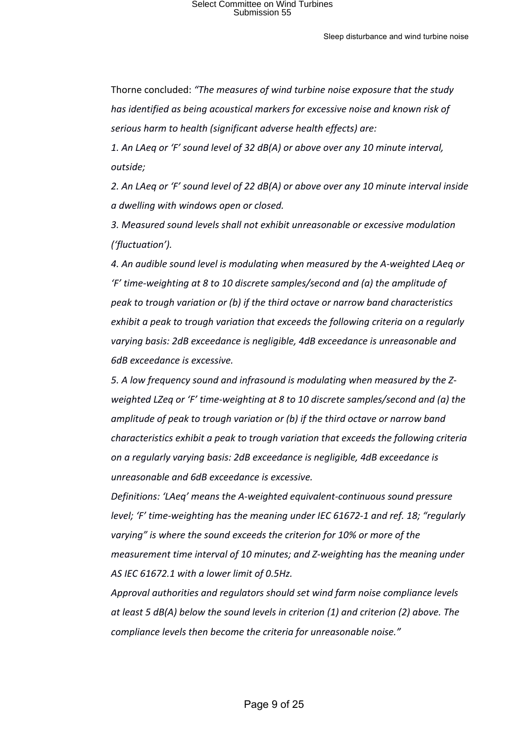Thorne concluded: *"The measures of wind turbine noise exposure that the study has identified as being acoustical markers for excessive noise and known risk of serious harm to health (significant adverse health effects) are:*

*1. An LAeq or 'F' sound level of 32 dB(A) or above over any 10 minute interval, outside;*

*2. An LAeq or 'F' sound level of 22 dB(A) or above over any 10 minute interval inside a dwelling with windows open or closed.*

*3. Measured sound levels shall not exhibit unreasonable or excessive modulation ('fluctuation').*

*4. An audible sound level is modulating when measured by the A-weighted LAeq or 'F' time-weighting at 8 to 10 discrete samples/second and (a) the amplitude of peak to trough variation or (b) if the third octave or narrow band characteristics exhibit a peak to trough variation that exceeds the following criteria on a regularly varying basis: 2dB exceedance is negligible, 4dB exceedance is unreasonable and 6dB exceedance is excessive.*

*5. A low frequency sound and infrasound is modulating when measured by the Z-weighted LZeq or 'F' time-weighting at 8 to 10 discrete samples/second and (a) the amplitude of peak to trough variation or (b) if the third octave or narrow band characteristics exhibit a peak to trough variation that exceeds the following criteria on a regularly varying basis: 2dB exceedance is negligible, 4dB exceedance is unreasonable and 6dB exceedance is excessive.*

*Definitions: 'LAeq' means the A-weighted equivalent-continuous sound pressure level; 'F' time-weighting has the meaning under IEC 61672-1 and ref. 18; "regularly varying" is where the sound exceeds the criterion for 10% or more of the measurement time interval of 10 minutes; and Z-weighting has the meaning under AS IEC 61672.1 with a lower limit of 0.5Hz.*

*Approval authorities and regulators should set wind farm noise compliance levels at least 5 dB(A) below the sound levels in criterion (1) and criterion (2) above. The compliance levels then become the criteria for unreasonable noise."*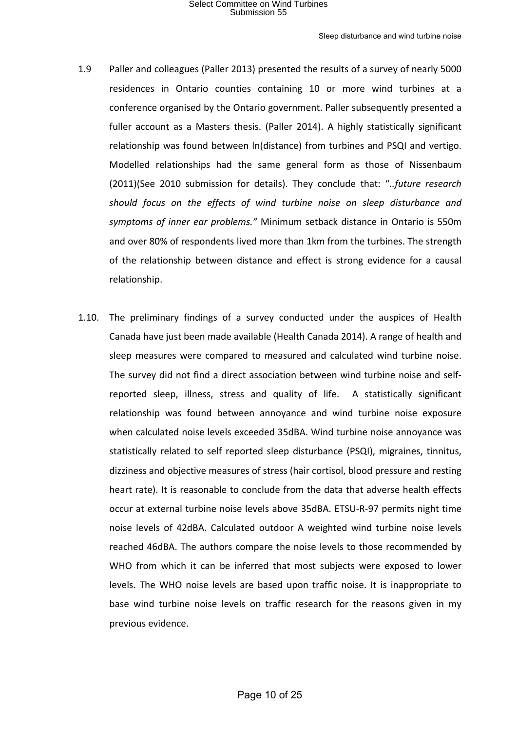1.9 Paller and colleagues (Paller 2013) presented the results of a survey of nearly 5000 residences in Ontario counties containing 10 or more wind turbines at a conference organised by the Ontario government. Paller subsequently presented a fuller account as a Masters thesis. (Paller 2014). A highly statistically significant relationship was found between ln(distance) from turbines and PSQI and vertigo. Modelled relationships had the same general form as those of Nissenbaum (2011)(See 2010 submission for details). They conclude that: "*..future research should focus on the effects of wind turbine noise on sleep disturbance and symptoms of inner ear problems."* Minimum setback distance in Ontario is 550m and over 80% of respondents lived more than 1km from the turbines. The strength of the relationship between distance and effect is strong evidence for a causal relationship.

1.10. The preliminary findings of a survey conducted under the auspices of Health Canada have just been made available (Health Canada 2014). A range of health and sleep measures were compared to measured and calculated wind turbine noise. The survey did not find a direct association between wind turbine noise and self-reported sleep, illness, stress and quality of life. A statistically significant relationship was found between annoyance and wind turbine noise exposure when calculated noise levels exceeded 35dBA. Wind turbine noise annoyance was statistically related to self reported sleep disturbance (PSQI), migraines, tinnitus, dizziness and objective measures of stress (hair cortisol, blood pressure and resting heart rate). It is reasonable to conclude from the data that adverse health effects occur at external turbine noise levels above 35dBA. ETSU-R-97 permits night time noise levels of 42dBA. Calculated outdoor A weighted wind turbine noise levels reached 46dBA. The authors compare the noise levels to those recommended by WHO from which it can be inferred that most subjects were exposed to lower levels. The WHO noise levels are based upon traffic noise. It is inappropriate to base wind turbine noise levels on traffic research for the reasons given in my previous evidence.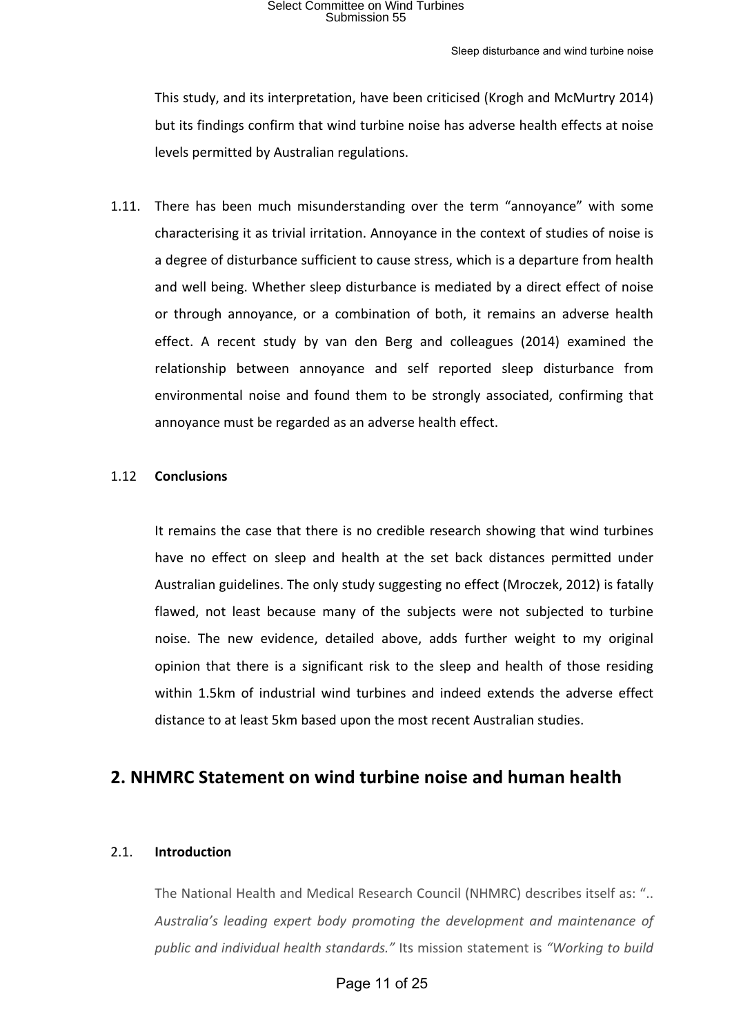This study, and its interpretation, have been criticised (Krogh and McMurtry 2014) but its findings confirm that wind turbine noise has adverse health effects at noise levels permitted by Australian regulations.

1.11. There has been much misunderstanding over the term "annoyance" with some characterising it as trivial irritation. Annoyance in the context of studies of noise is a degree of disturbance sufficient to cause stress, which is a departure from health and well being. Whether sleep disturbance is mediated by a direct effect of noise or through annoyance, or a combination of both, it remains an adverse health effect. A recent study by van den Berg and colleagues (2014) examined the relationship between annoyance and self reported sleep disturbance from environmental noise and found them to be strongly associated, confirming that annoyance must be regarded as an adverse health effect.

### 1.12 Conclusions

It remains the case that there is no credible research showing that wind turbines have no effect on sleep and health at the set back distances permitted under Australian guidelines. The only study suggesting no effect (Mroczek, 2012) is fatally flawed, not least because many of the subjects were not subjected to turbine noise. The new evidence, detailed above, adds further weight to my original opinion that there is a significant risk to the sleep and health of those residing within 1.5km of industrial wind turbines and indeed extends the adverse effect distance to at least 5km based upon the most recent Australian studies.

## 2. NHMRC Statement on wind turbine noise and human health

### 2.1. Introduction

The National Health and Medical Research Council (NHMRC) describes itself as: ".. *Australia's leading expert body promoting the development and maintenance of public and individual health standards."* Its mission statement is *"Working to build*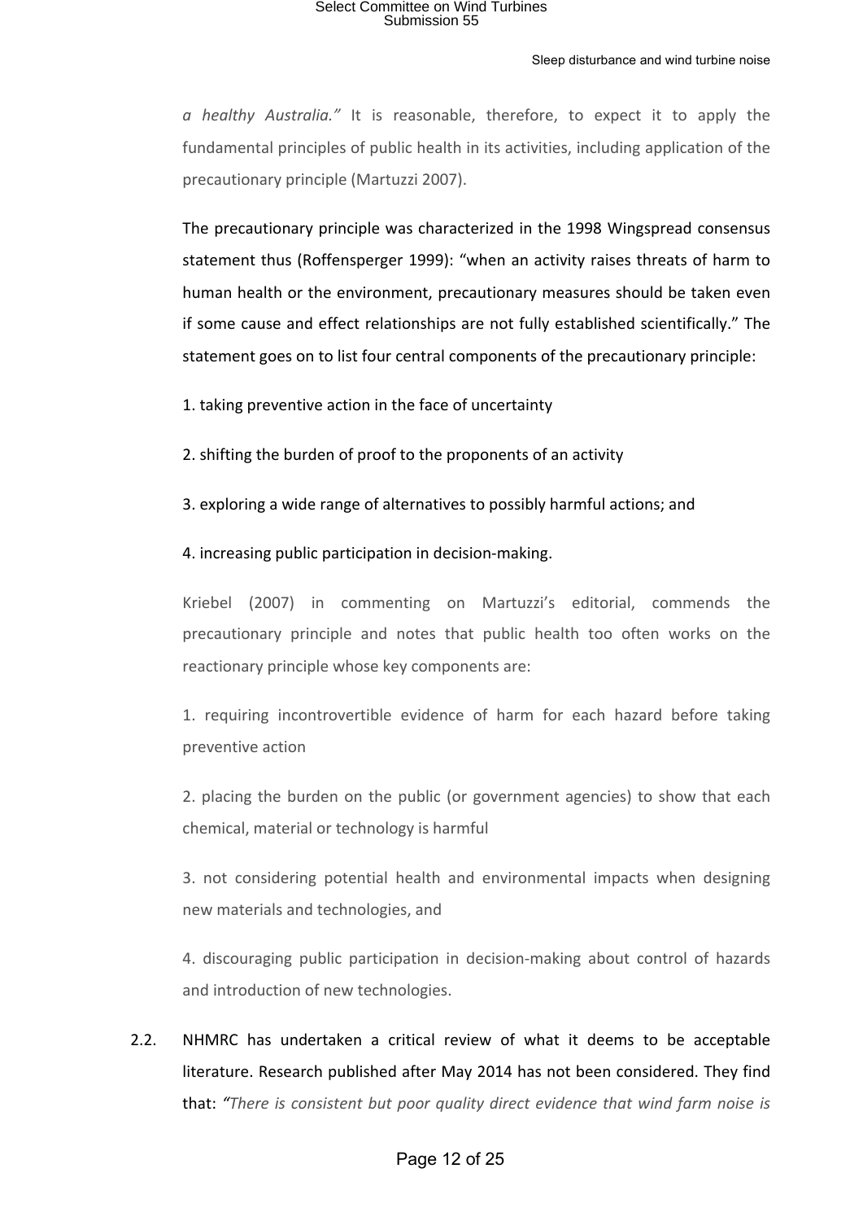*a healthy Australia."* It is reasonable, therefore, to expect it to apply the fundamental principles of public health in its activities, including application of the precautionary principle (Martuzzi 2007).

The precautionary principle was characterized in the 1998 Wingspread consensus statement thus (Roffensperger 1999): "when an activity raises threats of harm to human health or the environment, precautionary measures should be taken even if some cause and effect relationships are not fully established scientifically." The statement goes on to list four central components of the precautionary principle:

1. taking preventive action in the face of uncertainty

2. shifting the burden of proof to the proponents of an activity

3. exploring a wide range of alternatives to possibly harmful actions; and

4. increasing public participation in decision-making.

Kriebel (2007) in commenting on Martuzzi's editorial, commends the precautionary principle and notes that public health too often works on the reactionary principle whose key components are:

1. requiring incontrovertible evidence of harm for each hazard before taking preventive action

2. placing the burden on the public (or government agencies) to show that each chemical, material or technology is harmful

3. not considering potential health and environmental impacts when designing new materials and technologies, and

4. discouraging public participation in decision-making about control of hazards and introduction of new technologies.

2.2. NHMRC has undertaken a critical review of what it deems to be acceptable literature. Research published after May 2014 has not been considered. They find that: *"There is consistent but poor quality direct evidence that wind farm noise is*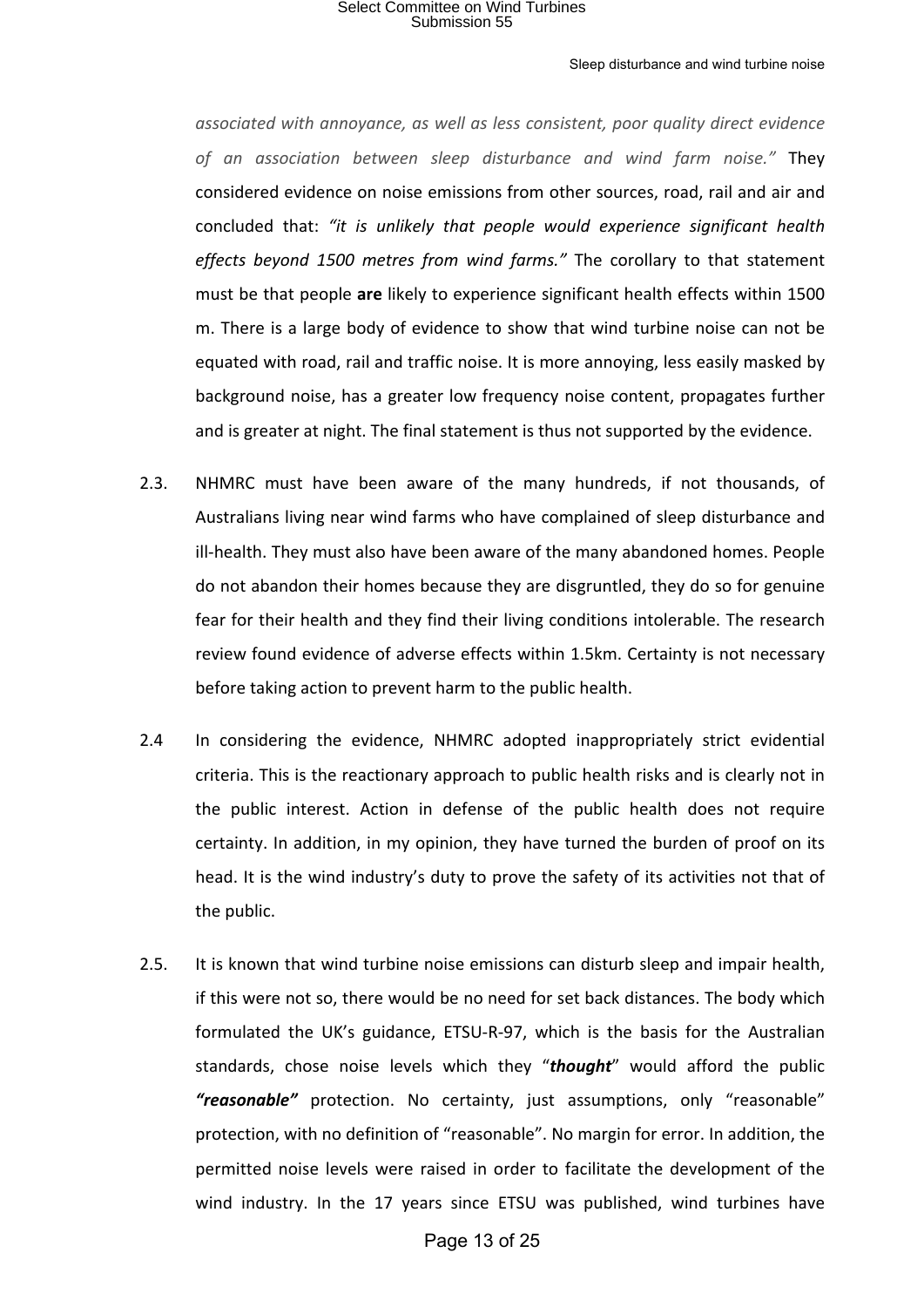*associated with annoyance, as well as less consistent, poor quality direct evidence of an association between sleep disturbance and wind farm noise."* They considered evidence on noise emissions from other sources, road, rail and air and concluded that: *"it is unlikely that people would experience significant health effects beyond 1500 metres from wind farms."* The corollary to that statement must be that people **are** likely to experience significant health effects within 1500 m. There is a large body of evidence to show that wind turbine noise can not be equated with road, rail and traffic noise. It is more annoying, less easily masked by background noise, has a greater low frequency noise content, propagates further and is greater at night. The final statement is thus not supported by the evidence.

2.3. NHMRC must have been aware of the many hundreds, if not thousands, of Australians living near wind farms who have complained of sleep disturbance and ill-health. They must also have been aware of the many abandoned homes. People do not abandon their homes because they are disgruntled, they do so for genuine fear for their health and they find their living conditions intolerable. The research review found evidence of adverse effects within 1.5km. Certainty is not necessary before taking action to prevent harm to the public health.

2.4 In considering the evidence, NHMRC adopted inappropriately strict evidential criteria. This is the reactionary approach to public health risks and is clearly not in the public interest. Action in defense of the public health does not require certainty. In addition, in my opinion, they have turned the burden of proof on its head. It is the wind industry's duty to prove the safety of its activities not that of the public.

2.5. It is known that wind turbine noise emissions can disturb sleep and impair health, if this were not so, there would be no need for set back distances. The body which formulated the UK's guidance, ETSU-R-97, which is the basis for the Australian standards, chose noise levels which they "***thought***" would afford the public ***"reasonable"*** protection. No certainty, just assumptions, only "reasonable" protection, with no definition of "reasonable". No margin for error. In addition, the permitted noise levels were raised in order to facilitate the development of the wind industry. In the 17 years since ETSU was published, wind turbines have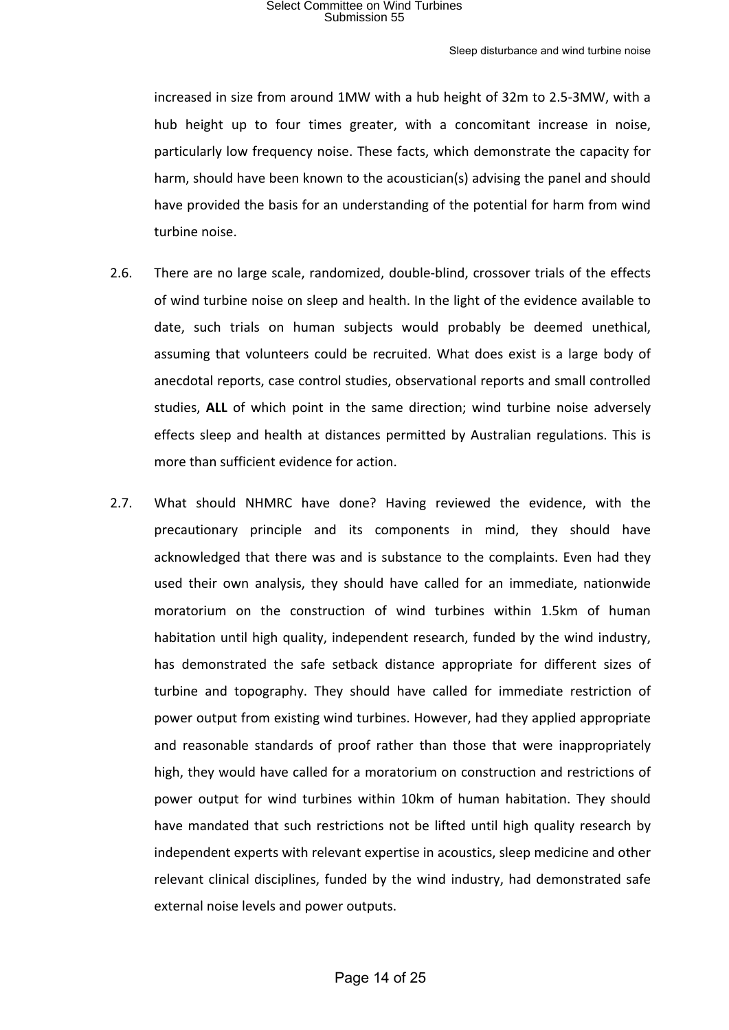increased in size from around 1MW with a hub height of 32m to 2.5-3MW, with a hub height up to four times greater, with a concomitant increase in noise, particularly low frequency noise. These facts, which demonstrate the capacity for harm, should have been known to the acoustician(s) advising the panel and should have provided the basis for an understanding of the potential for harm from wind turbine noise.

2.6. There are no large scale, randomized, double-blind, crossover trials of the effects of wind turbine noise on sleep and health. In the light of the evidence available to date, such trials on human subjects would probably be deemed unethical, assuming that volunteers could be recruited. What does exist is a large body of anecdotal reports, case control studies, observational reports and small controlled studies, **ALL** of which point in the same direction; wind turbine noise adversely effects sleep and health at distances permitted by Australian regulations. This is more than sufficient evidence for action.

2.7. What should NHMRC have done? Having reviewed the evidence, with the precautionary principle and its components in mind, they should have acknowledged that there was and is substance to the complaints. Even had they used their own analysis, they should have called for an immediate, nationwide moratorium on the construction of wind turbines within 1.5km of human habitation until high quality, independent research, funded by the wind industry, has demonstrated the safe setback distance appropriate for different sizes of turbine and topography. They should have called for immediate restriction of power output from existing wind turbines. However, had they applied appropriate and reasonable standards of proof rather than those that were inappropriately high, they would have called for a moratorium on construction and restrictions of power output for wind turbines within 10km of human habitation. They should have mandated that such restrictions not be lifted until high quality research by independent experts with relevant expertise in acoustics, sleep medicine and other relevant clinical disciplines, funded by the wind industry, had demonstrated safe external noise levels and power outputs.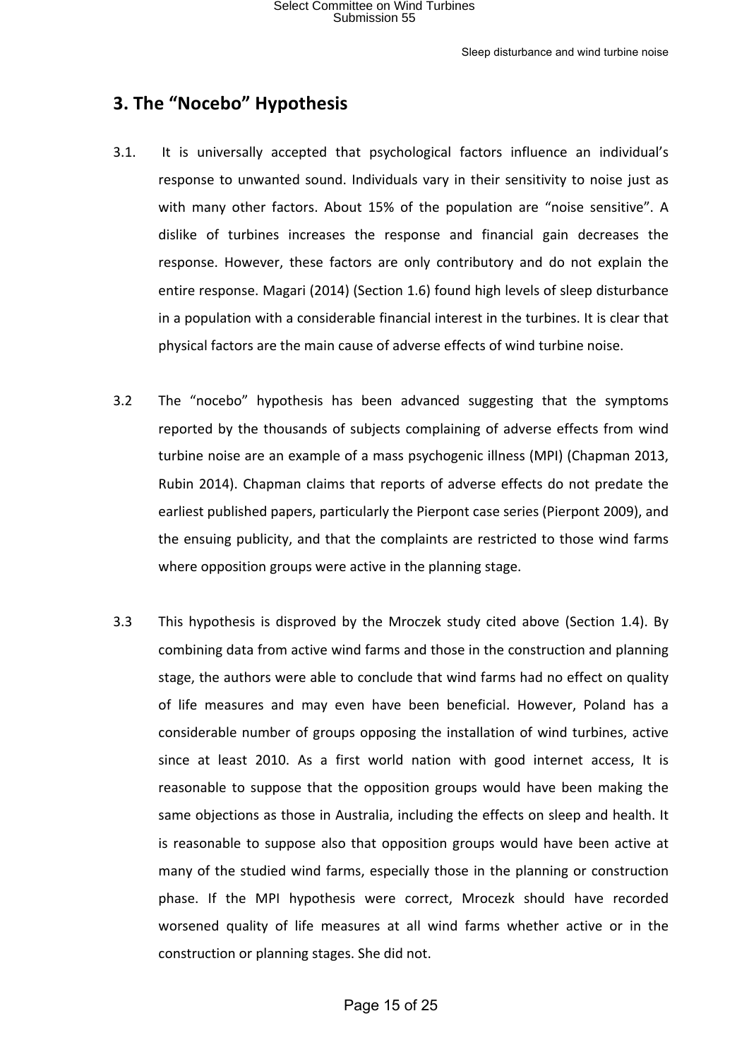## 3. The “Nocebo” Hypothesis

3.1. It is universally accepted that psychological factors influence an individual’s response to unwanted sound. Individuals vary in their sensitivity to noise just as with many other factors. About 15% of the population are “noise sensitive”. A dislike of turbines increases the response and financial gain decreases the response. However, these factors are only contributory and do not explain the entire response. Magari (2014) (Section 1.6) found high levels of sleep disturbance in a population with a considerable financial interest in the turbines. It is clear that physical factors are the main cause of adverse effects of wind turbine noise.

3.2 The “nocebo” hypothesis has been advanced suggesting that the symptoms reported by the thousands of subjects complaining of adverse effects from wind turbine noise are an example of a mass psychogenic illness (MPI) (Chapman 2013, Rubin 2014). Chapman claims that reports of adverse effects do not predate the earliest published papers, particularly the Pierpont case series (Pierpont 2009), and the ensuing publicity, and that the complaints are restricted to those wind farms where opposition groups were active in the planning stage.

3.3 This hypothesis is disproved by the Mroczek study cited above (Section 1.4). By combining data from active wind farms and those in the construction and planning stage, the authors were able to conclude that wind farms had no effect on quality of life measures and may even have been beneficial. However, Poland has a considerable number of groups opposing the installation of wind turbines, active since at least 2010. As a first world nation with good internet access, It is reasonable to suppose that the opposition groups would have been making the same objections as those in Australia, including the effects on sleep and health. It is reasonable to suppose also that opposition groups would have been active at many of the studied wind farms, especially those in the planning or construction phase. If the MPI hypothesis were correct, Mrocezk should have recorded worsened quality of life measures at all wind farms whether active or in the construction or planning stages. She did not.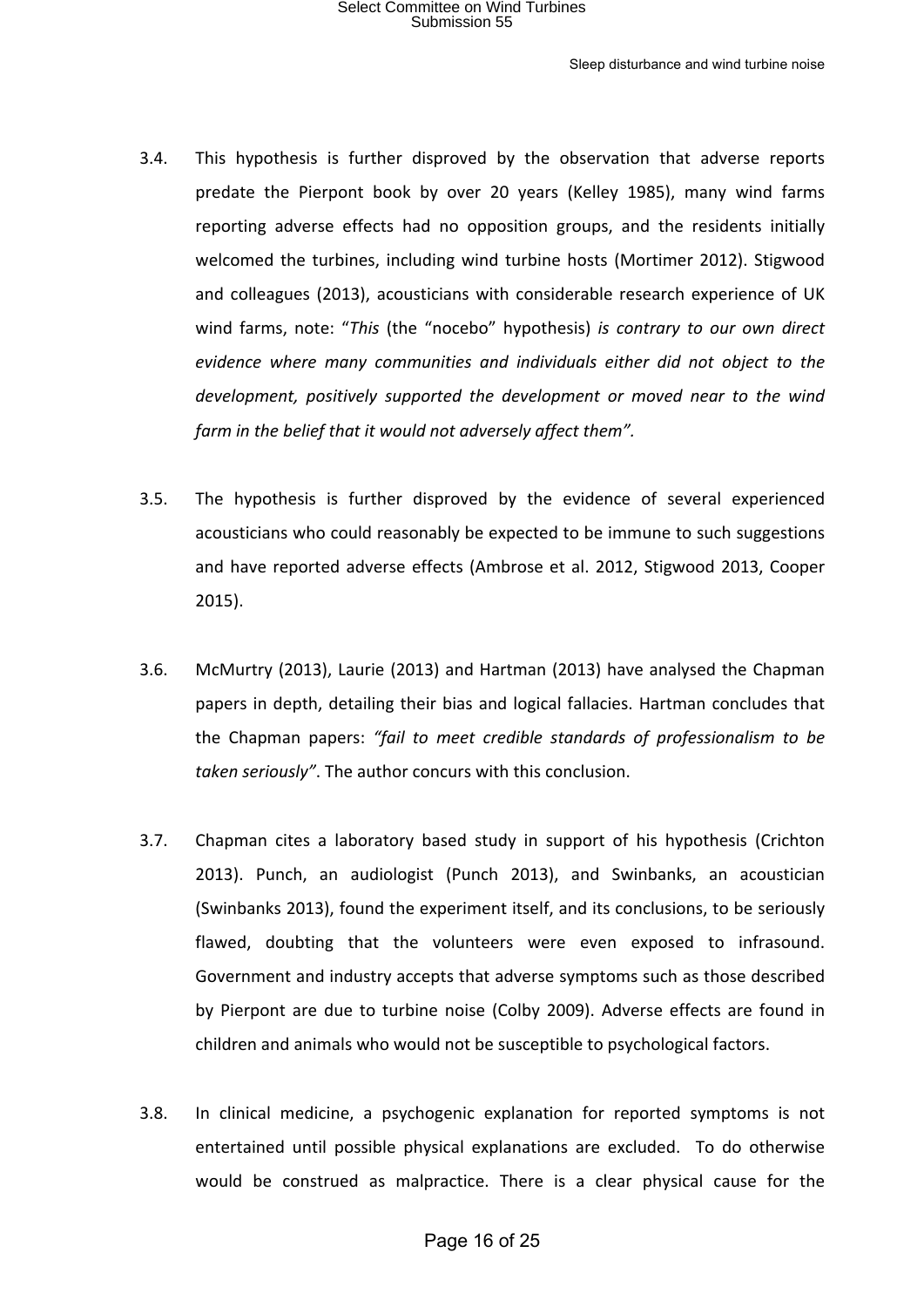3.4. This hypothesis is further disproved by the observation that adverse reports predate the Pierpont book by over 20 years (Kelley 1985), many wind farms reporting adverse effects had no opposition groups, and the residents initially welcomed the turbines, including wind turbine hosts (Mortimer 2012). Stigwood and colleagues (2013), acousticians with considerable research experience of UK wind farms, note: "*This* (the "nocebo" hypothesis) *is contrary to our own direct evidence where many communities and individuals either did not object to the development, positively supported the development or moved near to the wind farm in the belief that it would not adversely affect them"*.

3.5. The hypothesis is further disproved by the evidence of several experienced acousticians who could reasonably be expected to be immune to such suggestions and have reported adverse effects (Ambrose et al. 2012, Stigwood 2013, Cooper 2015).

3.6. McMurtry (2013), Laurie (2013) and Hartman (2013) have analysed the Chapman papers in depth, detailing their bias and logical fallacies. Hartman concludes that the Chapman papers: *"fail to meet credible standards of professionalism to be taken seriously"*. The author concurs with this conclusion.

3.7. Chapman cites a laboratory based study in support of his hypothesis (Crichton 2013). Punch, an audiologist (Punch 2013), and Swinbanks, an acoustician (Swinbanks 2013), found the experiment itself, and its conclusions, to be seriously flawed, doubting that the volunteers were even exposed to infrasound. Government and industry accepts that adverse symptoms such as those described by Pierpont are due to turbine noise (Colby 2009). Adverse effects are found in children and animals who would not be susceptible to psychological factors.

3.8. In clinical medicine, a psychogenic explanation for reported symptoms is not entertained until possible physical explanations are excluded. To do otherwise would be construed as malpractice. There is a clear physical cause for the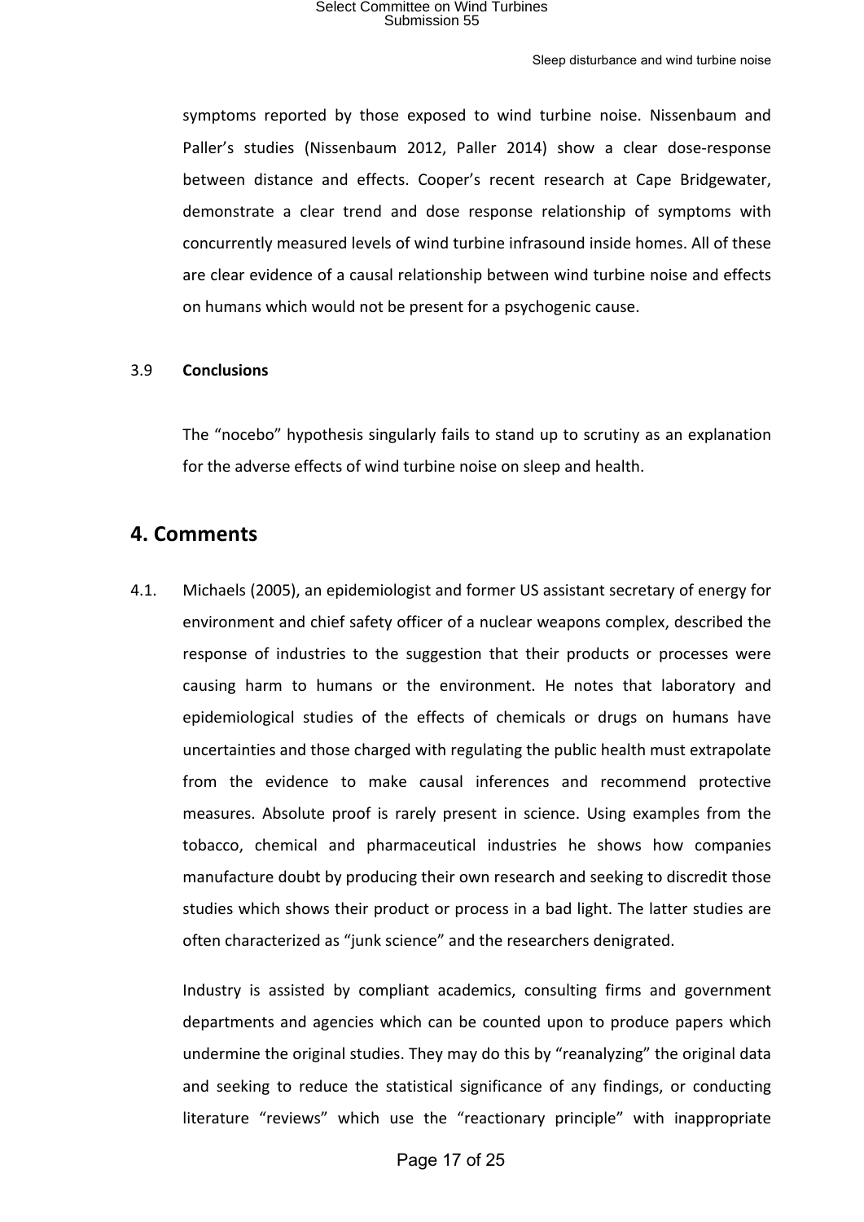symptoms reported by those exposed to wind turbine noise. Nissenbaum and Paller's studies (Nissenbaum 2012, Paller 2014) show a clear dose-response between distance and effects. Cooper's recent research at Cape Bridgewater, demonstrate a clear trend and dose response relationship of symptoms with concurrently measured levels of wind turbine infrasound inside homes. All of these are clear evidence of a causal relationship between wind turbine noise and effects on humans which would not be present for a psychogenic cause.

3.9 **Conclusions**

The "nocebo" hypothesis singularly fails to stand up to scrutiny as an explanation for the adverse effects of wind turbine noise on sleep and health.

## 4. Comments

4.1. Michaels (2005), an epidemiologist and former US assistant secretary of energy for environment and chief safety officer of a nuclear weapons complex, described the response of industries to the suggestion that their products or processes were causing harm to humans or the environment. He notes that laboratory and epidemiological studies of the effects of chemicals or drugs on humans have uncertainties and those charged with regulating the public health must extrapolate from the evidence to make causal inferences and recommend protective measures. Absolute proof is rarely present in science. Using examples from the tobacco, chemical and pharmaceutical industries he shows how companies manufacture doubt by producing their own research and seeking to discredit those studies which shows their product or process in a bad light. The latter studies are often characterized as "junk science" and the researchers denigrated.

Industry is assisted by compliant academics, consulting firms and government departments and agencies which can be counted upon to produce papers which undermine the original studies. They may do this by "reanalyzing" the original data and seeking to reduce the statistical significance of any findings, or conducting literature "reviews" which use the "reactionary principle" with inappropriate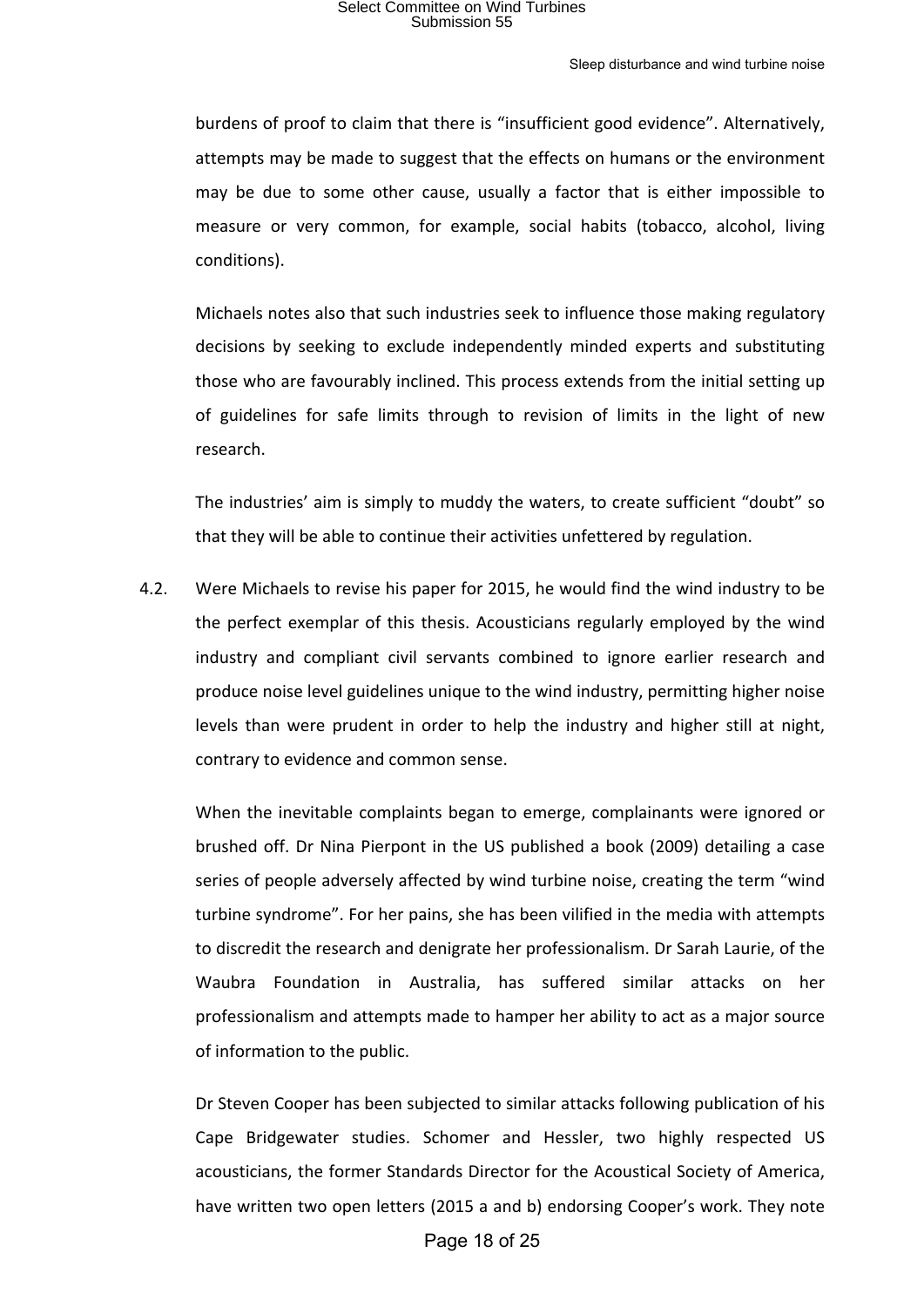burdens of proof to claim that there is "insufficient good evidence". Alternatively, attempts may be made to suggest that the effects on humans or the environment may be due to some other cause, usually a factor that is either impossible to measure or very common, for example, social habits (tobacco, alcohol, living conditions).

Michaels notes also that such industries seek to influence those making regulatory decisions by seeking to exclude independently minded experts and substituting those who are favourably inclined. This process extends from the initial setting up of guidelines for safe limits through to revision of limits in the light of new research.

The industries' aim is simply to muddy the waters, to create sufficient "doubt" so that they will be able to continue their activities unfettered by regulation.

4.2. Were Michaels to revise his paper for 2015, he would find the wind industry to be the perfect exemplar of this thesis. Acousticians regularly employed by the wind industry and compliant civil servants combined to ignore earlier research and produce noise level guidelines unique to the wind industry, permitting higher noise levels than were prudent in order to help the industry and higher still at night, contrary to evidence and common sense.

When the inevitable complaints began to emerge, complainants were ignored or brushed off. Dr Nina Pierpont in the US published a book (2009) detailing a case series of people adversely affected by wind turbine noise, creating the term "wind turbine syndrome". For her pains, she has been vilified in the media with attempts to discredit the research and denigrate her professionalism. Dr Sarah Laurie, of the Waubra Foundation in Australia, has suffered similar attacks on her professionalism and attempts made to hamper her ability to act as a major source of information to the public.

Dr Steven Cooper has been subjected to similar attacks following publication of his Cape Bridgewater studies. Schomer and Hessler, two highly respected US acousticians, the former Standards Director for the Acoustical Society of America, have written two open letters (2015 a and b) endorsing Cooper's work. They note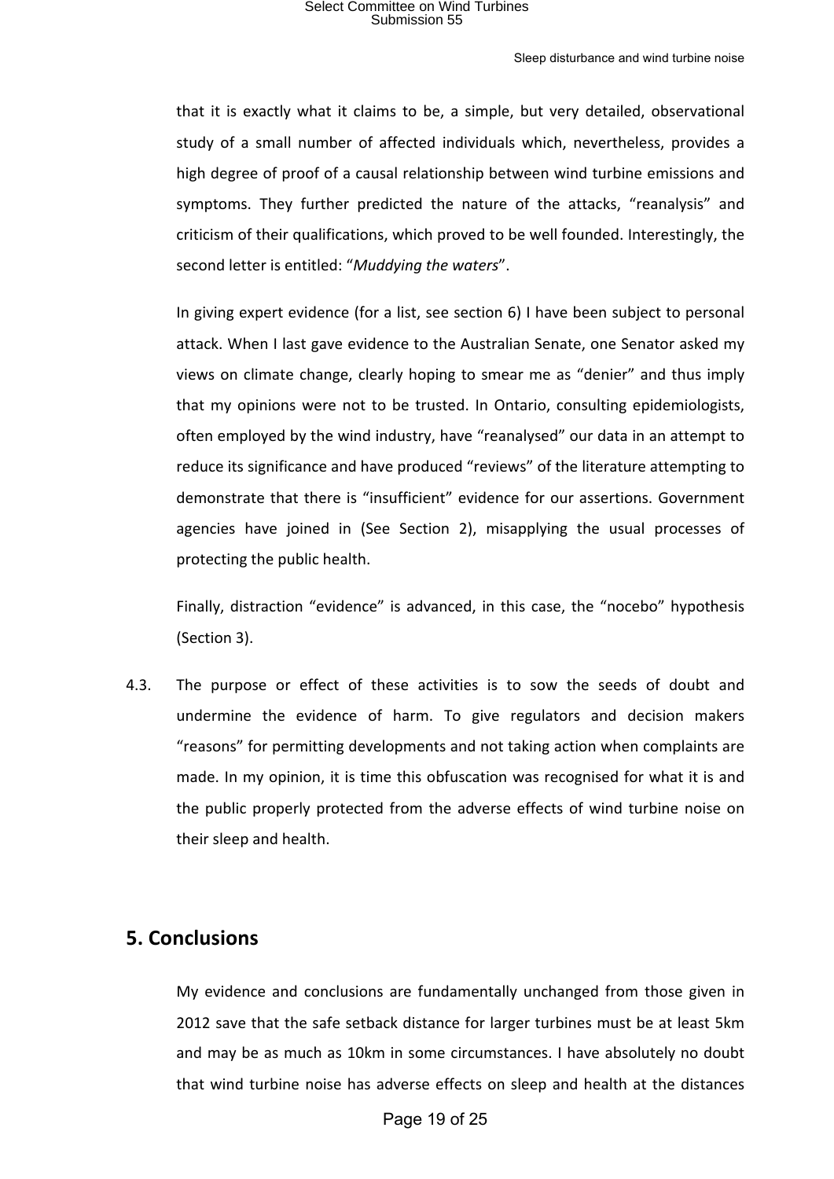that it is exactly what it claims to be, a simple, but very detailed, observational study of a small number of affected individuals which, nevertheless, provides a high degree of proof of a causal relationship between wind turbine emissions and symptoms. They further predicted the nature of the attacks, "reanalysis" and criticism of their qualifications, which proved to be well founded. Interestingly, the second letter is entitled: "*Muddying the waters*".

In giving expert evidence (for a list, see section 6) I have been subject to personal attack. When I last gave evidence to the Australian Senate, one Senator asked my views on climate change, clearly hoping to smear me as "denier" and thus imply that my opinions were not to be trusted. In Ontario, consulting epidemiologists, often employed by the wind industry, have "reanalysed" our data in an attempt to reduce its significance and have produced "reviews" of the literature attempting to demonstrate that there is "insufficient" evidence for our assertions. Government agencies have joined in (See Section 2), misapplying the usual processes of protecting the public health.

Finally, distraction "evidence" is advanced, in this case, the "nocebo" hypothesis (Section 3).

4.3. The purpose or effect of these activities is to sow the seeds of doubt and undermine the evidence of harm. To give regulators and decision makers "reasons" for permitting developments and not taking action when complaints are made. In my opinion, it is time this obfuscation was recognised for what it is and the public properly protected from the adverse effects of wind turbine noise on their sleep and health.

## 5. Conclusions

My evidence and conclusions are fundamentally unchanged from those given in 2012 save that the safe setback distance for larger turbines must be at least 5km and may be as much as 10km in some circumstances. I have absolutely no doubt that wind turbine noise has adverse effects on sleep and health at the distances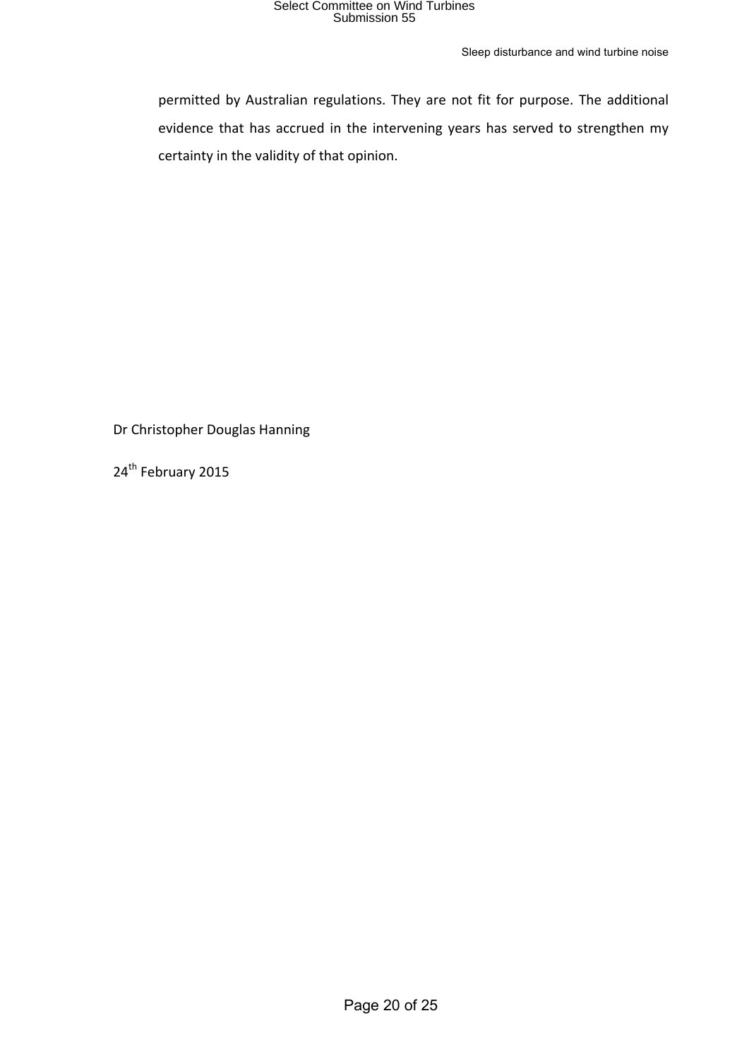permitted by Australian regulations. They are not fit for purpose. The additional evidence that has accrued in the intervening years has served to strengthen my certainty in the validity of that opinion.

Dr Christopher Douglas Hanning

24th February 2015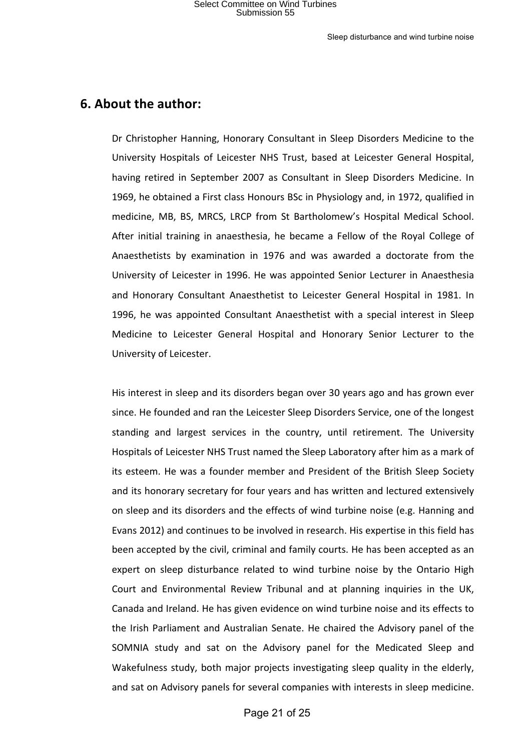## 6. About the author:

Dr Christopher Hanning, Honorary Consultant in Sleep Disorders Medicine to the University Hospitals of Leicester NHS Trust, based at Leicester General Hospital, having retired in September 2007 as Consultant in Sleep Disorders Medicine. In 1969, he obtained a First class Honours BSc in Physiology and, in 1972, qualified in medicine, MB, BS, MRCS, LRCP from St Bartholomew's Hospital Medical School. After initial training in anaesthesia, he became a Fellow of the Royal College of Anaesthetists by examination in 1976 and was awarded a doctorate from the University of Leicester in 1996. He was appointed Senior Lecturer in Anaesthesia and Honorary Consultant Anaesthetist to Leicester General Hospital in 1981. In 1996, he was appointed Consultant Anaesthetist with a special interest in Sleep Medicine to Leicester General Hospital and Honorary Senior Lecturer to the University of Leicester.

His interest in sleep and its disorders began over 30 years ago and has grown ever since. He founded and ran the Leicester Sleep Disorders Service, one of the longest standing and largest services in the country, until retirement. The University Hospitals of Leicester NHS Trust named the Sleep Laboratory after him as a mark of its esteem. He was a founder member and President of the British Sleep Society and its honorary secretary for four years and has written and lectured extensively on sleep and its disorders and the effects of wind turbine noise (e.g. Hanning and Evans 2012) and continues to be involved in research. His expertise in this field has been accepted by the civil, criminal and family courts. He has been accepted as an expert on sleep disturbance related to wind turbine noise by the Ontario High Court and Environmental Review Tribunal and at planning inquiries in the UK, Canada and Ireland. He has given evidence on wind turbine noise and its effects to the Irish Parliament and Australian Senate. He chaired the Advisory panel of the SOMNIA study and sat on the Advisory panel for the Medicated Sleep and Wakefulness study, both major projects investigating sleep quality in the elderly, and sat on Advisory panels for several companies with interests in sleep medicine.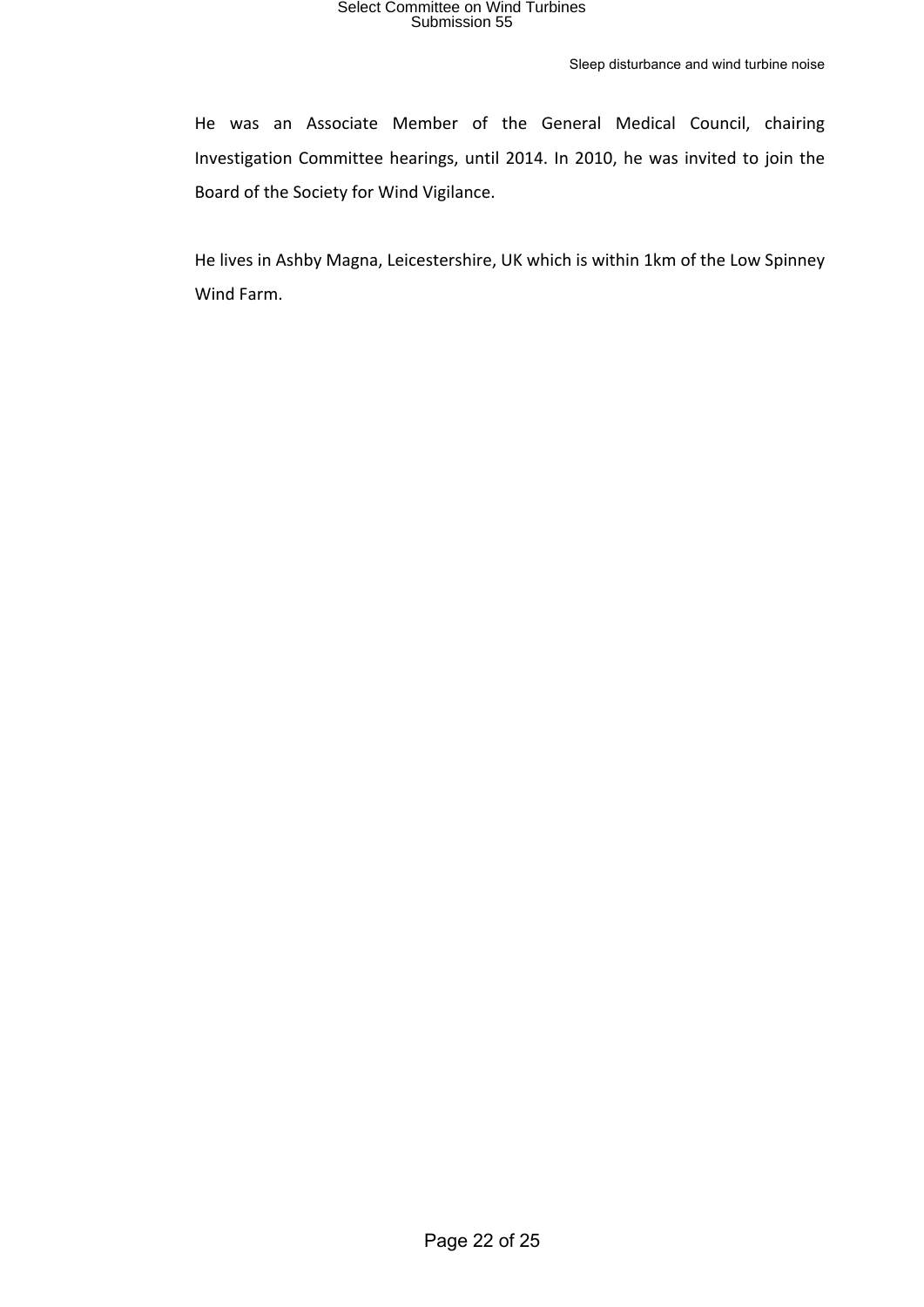He was an Associate Member of the General Medical Council, chairing Investigation Committee hearings, until 2014. In 2010, he was invited to join the Board of the Society for Wind Vigilance.

He lives in Ashby Magna, Leicestershire, UK which is within 1km of the Low Spinney Wind Farm.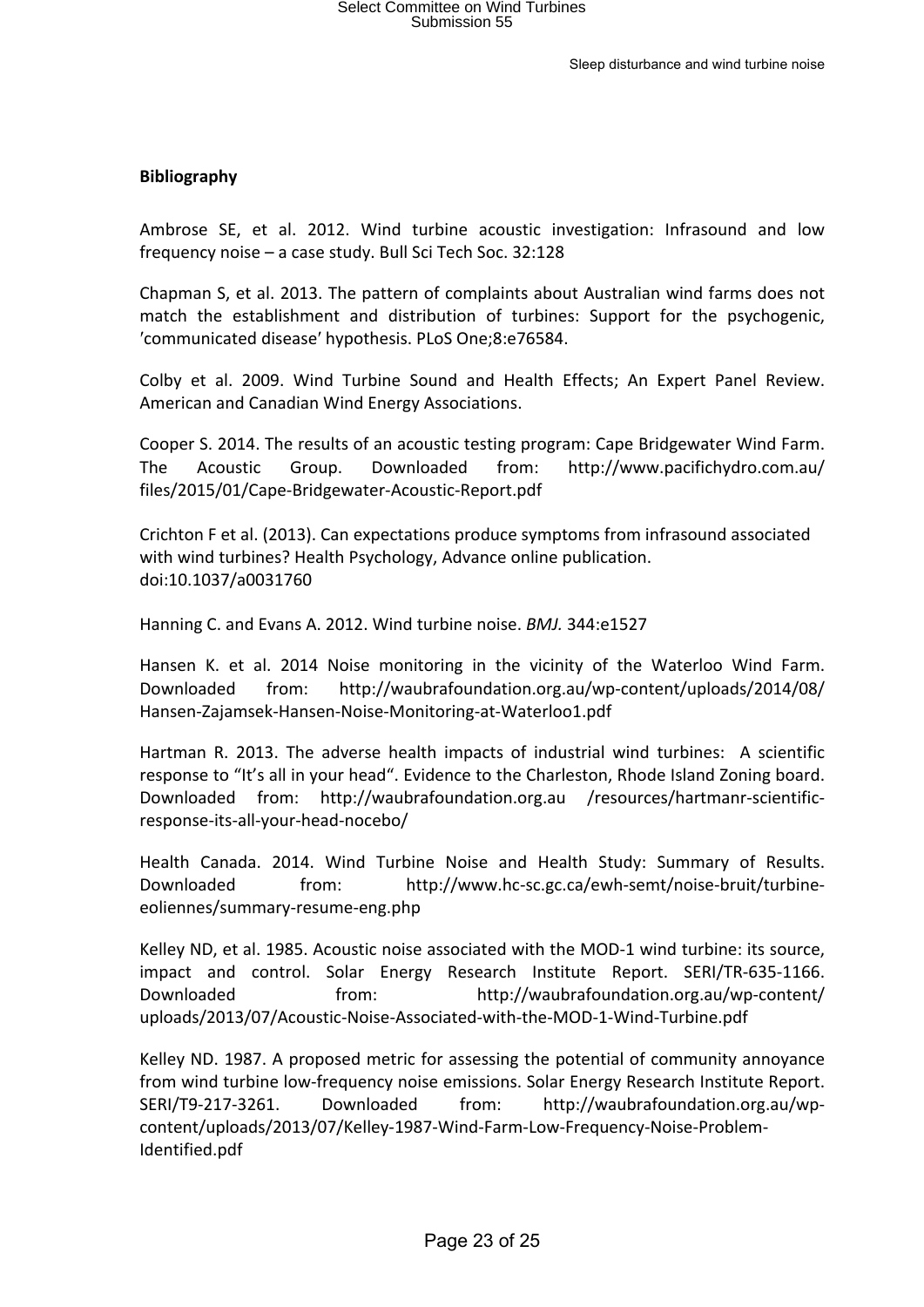## Bibliography

Ambrose SE, et al. 2012. Wind turbine acoustic investigation: Infrasound and low frequency noise – a case study. Bull Sci Tech Soc. 32:128

Chapman S, et al. 2013. The pattern of complaints about Australian wind farms does not match the establishment and distribution of turbines: Support for the psychogenic, 'communicated disease' hypothesis. PLoS One;8:e76584.

Colby et al. 2009. Wind Turbine Sound and Health Effects; An Expert Panel Review. American and Canadian Wind Energy Associations.

Cooper S. 2014. The results of an acoustic testing program: Cape Bridgewater Wind Farm. The Acoustic Group. Downloaded from: http://www.pacifichydro.com.au/files/2015/01/Cape-Bridgewater-Acoustic-Report.pdf

Crichton F et al. (2013). Can expectations produce symptoms from infrasound associated with wind turbines? Health Psychology, Advance online publication. doi:10.1037/a0031760

Hanning C. and Evans A. 2012. Wind turbine noise. *BMJ.* 344:e1527

Hansen K. et al. 2014 Noise monitoring in the vicinity of the Waterloo Wind Farm. Downloaded from: http://waubrafoundation.org.au/wp-content/uploads/2014/08/Hansen-Zajamsek-Hansen-Noise-Monitoring-at-Waterloo1.pdf

Hartman R. 2013. The adverse health impacts of industrial wind turbines: A scientific response to "It's all in your head". Evidence to the Charleston, Rhode Island Zoning board. Downloaded from: http://waubrafoundation.org.au /resources/hartmanr-scientific-response-its-all-your-head-nocebo/

Health Canada. 2014. Wind Turbine Noise and Health Study: Summary of Results. Downloaded from: http://www.hc-sc.gc.ca/ewh-semt/noise-bruit/turbine-eoliennes/summary-resume-eng.php

Kelley ND, et al. 1985. Acoustic noise associated with the MOD-1 wind turbine: its source, impact and control. Solar Energy Research Institute Report. SERI/TR-635-1166. Downloaded from: http://waubrafoundation.org.au/wp-content/uploads/2013/07/Acoustic-Noise-Associated-with-the-MOD-1-Wind-Turbine.pdf

Kelley ND. 1987. A proposed metric for assessing the potential of community annoyance from wind turbine low-frequency noise emissions. Solar Energy Research Institute Report. SERI/T9-217-3261. Downloaded from: http://waubrafoundation.org.au/wp-content/uploads/2013/07/Kelley-1987-Wind-Farm-Low-Frequency-Noise-Problem-Identified.pdf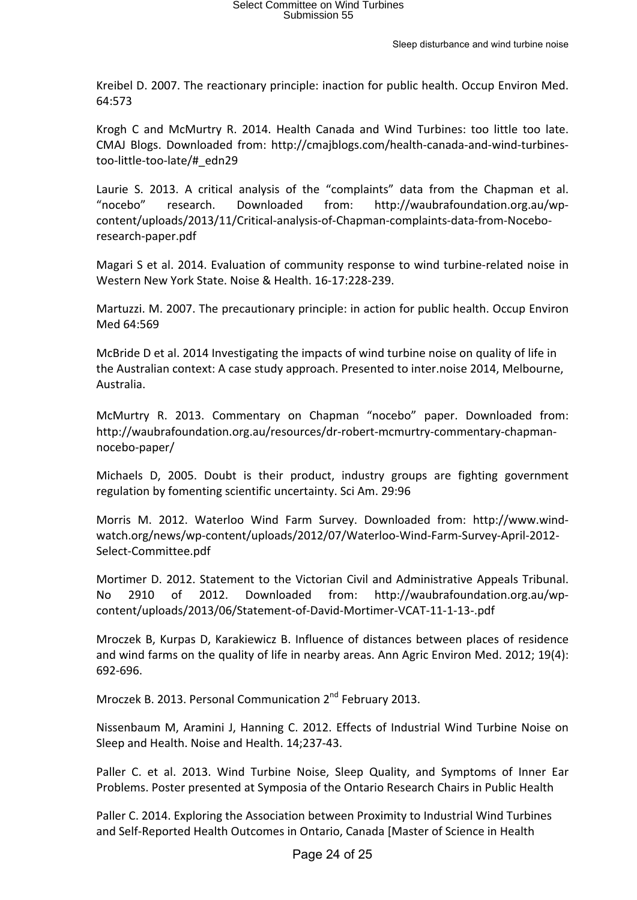Kreibel D. 2007. The reactionary principle: inaction for public health. Occup Environ Med. 64:573

Krogh C and McMurtry R. 2014. Health Canada and Wind Turbines: too little too late. CMAJ Blogs. Downloaded from: http://cmajblogs.com/health-canada-and-wind-turbines-too-little-too-late/#_edn29

Laurie S. 2013. A critical analysis of the “complaints” data from the Chapman et al. “nocebo” research. Downloaded from: http://waubrafoundation.org.au/wp-content/uploads/2013/11/Critical-analysis-of-Chapman-complaints-data-from-Nocebo-research-paper.pdf

Magari S et al. 2014. Evaluation of community response to wind turbine-related noise in Western New York State. Noise & Health. 16-17:228-239.

Martuzzi. M. 2007. The precautionary principle: in action for public health. Occup Environ Med 64:569

McBride D et al. 2014 Investigating the impacts of wind turbine noise on quality of life in the Australian context: A case study approach. Presented to inter.noise 2014, Melbourne, Australia.

McMurtry R. 2013. Commentary on Chapman “nocebo” paper. Downloaded from: http://waubrafoundation.org.au/resources/dr-robert-mcmurtry-commentary-chapman-nocebo-paper/

Michaels D, 2005. Doubt is their product, industry groups are fighting government regulation by fomenting scientific uncertainty. Sci Am. 29:96

Morris M. 2012. Waterloo Wind Farm Survey. Downloaded from: http://www.wind-watch.org/news/wp-content/uploads/2012/07/Waterloo-Wind-Farm-Survey-April-2012-Select-Committee.pdf

Mortimer D. 2012. Statement to the Victorian Civil and Administrative Appeals Tribunal. No 2910 of 2012. Downloaded from: http://waubrafoundation.org.au/wp-content/uploads/2013/06/Statement-of-David-Mortimer-VCAT-11-1-13-.pdf

Mroczek B, Kurpas D, Karakiewicz B. Influence of distances between places of residence and wind farms on the quality of life in nearby areas. Ann Agric Environ Med. 2012; 19(4): 692-696.

Mroczek B. 2013. Personal Communication 2nd February 2013.

Nissenbaum M, Aramini J, Hanning C. 2012. Effects of Industrial Wind Turbine Noise on Sleep and Health. Noise and Health. 14;237-43.

Paller C. et al. 2013. Wind Turbine Noise, Sleep Quality, and Symptoms of Inner Ear Problems. Poster presented at Symposia of the Ontario Research Chairs in Public Health

Paller C. 2014. Exploring the Association between Proximity to Industrial Wind Turbines and Self-Reported Health Outcomes in Ontario, Canada [Master of Science in Health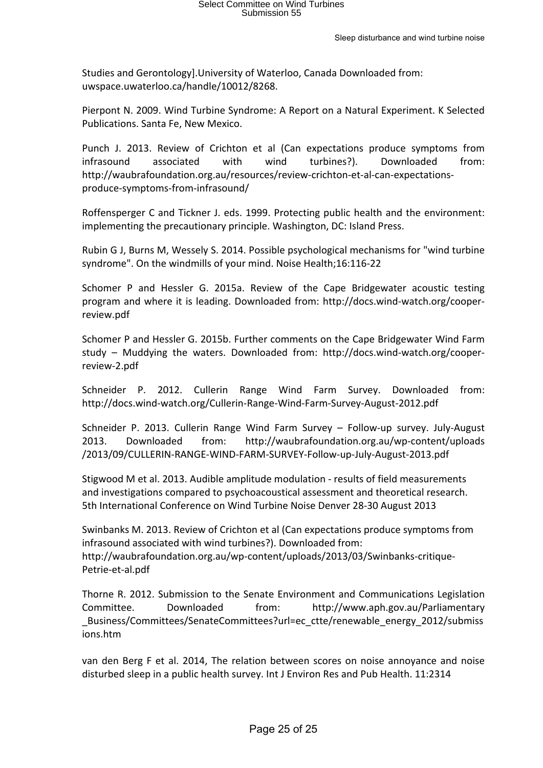Studies and Gerontology].University of Waterloo, Canada Downloaded from: uwspace.uwaterloo.ca/handle/10012/8268.

Pierpont N. 2009. Wind Turbine Syndrome: A Report on a Natural Experiment. K Selected Publications. Santa Fe, New Mexico.

Punch J. 2013. Review of Crichton et al (Can expectations produce symptoms from infrasound associated with wind turbines?). Downloaded from: http://waubrafoundation.org.au/resources/review-crichton-et-al-can-expectations-produce-symptoms-from-infrasound/

Roffensperger C and Tickner J. eds. 1999. Protecting public health and the environment: implementing the precautionary principle. Washington, DC: Island Press.

Rubin G J, Burns M, Wessely S. 2014. Possible psychological mechanisms for "wind turbine syndrome". On the windmills of your mind. Noise Health;16:116-22

Schomer P and Hessler G. 2015a. Review of the Cape Bridgewater acoustic testing program and where it is leading. Downloaded from: http://docs.wind-watch.org/cooper-review.pdf

Schomer P and Hessler G. 2015b. Further comments on the Cape Bridgewater Wind Farm study – Muddying the waters. Downloaded from: http://docs.wind-watch.org/cooper-review-2.pdf

Schneider P. 2012. Cullerin Range Wind Farm Survey. Downloaded from: http://docs.wind-watch.org/Cullerin-Range-Wind-Farm-Survey-August-2012.pdf

Schneider P. 2013. Cullerin Range Wind Farm Survey – Follow-up survey. July-August 2013. Downloaded from: http://waubrafoundation.org.au/wp-content/uploads/2013/09/CULLERIN-RANGE-WIND-FARM-SURVEY-Follow-up-July-August-2013.pdf

Stigwood M et al. 2013. Audible amplitude modulation - results of field measurements and investigations compared to psychoacoustical assessment and theoretical research. 5th International Conference on Wind Turbine Noise Denver 28-30 August 2013

Swinbanks M. 2013. Review of Crichton et al (Can expectations produce symptoms from infrasound associated with wind turbines?). Downloaded from: http://waubrafoundation.org.au/wp-content/uploads/2013/03/Swinbanks-critique-Petrie-et-al.pdf

Thorne R. 2012. Submission to the Senate Environment and Communications Legislation Committee. Downloaded from: http://www.aph.gov.au/Parliamentary_Business/Committees/SenateCommittees?url=ec_ctte/renewable_energy_2012/submissions.htm

van den Berg F et al. 2014, The relation between scores on noise annoyance and noise disturbed sleep in a public health survey. Int J Environ Res and Pub Health. 11:2314